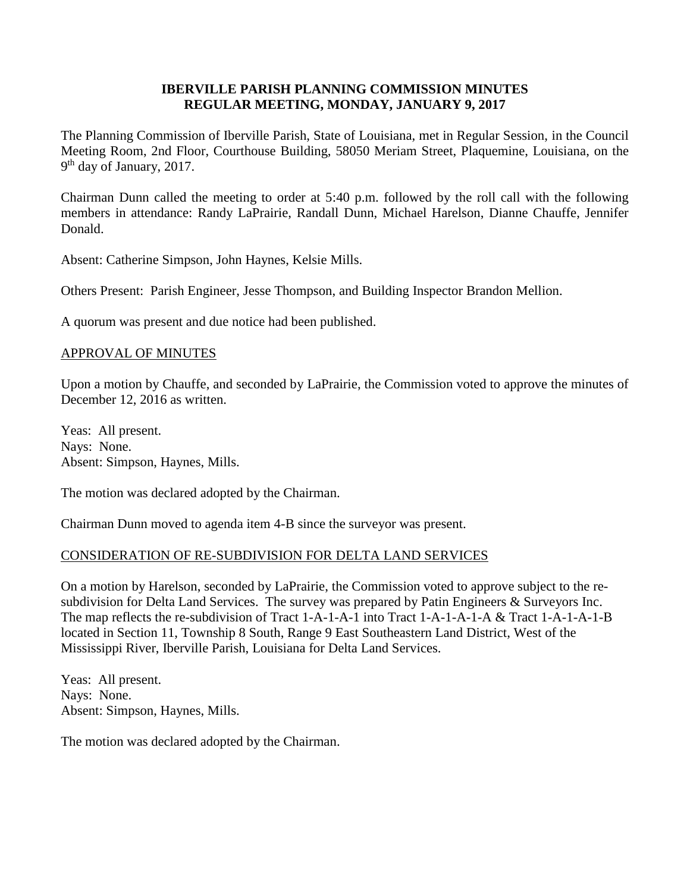# IBERVILLE PARISH PLANNING COMMISSION MINUTES
## REGULAR MEETING, MONDAY, JANUARY 9, 2017

The Planning Commission of Iberville Parish, State of Louisiana, met in Regular Session, in the Council Meeting Room, 2nd Floor, Courthouse Building, 58050 Meriam Street, Plaquemine, Louisiana, on the 9th day of January, 2017.

Chairman Dunn called the meeting to order at 5:40 p.m. followed by the roll call with the following members in attendance: Randy LaPrairie, Randall Dunn, Michael Harelson, Dianne Chauffe, Jennifer Donald.

Absent: Catherine Simpson, John Haynes, Kelsie Mills.

Others Present: Parish Engineer, Jesse Thompson, and Building Inspector Brandon Mellion.

A quorum was present and due notice had been published.

APPROVAL OF MINUTES

Upon a motion by Chauffe, and seconded by LaPrairie, the Commission voted to approve the minutes of December 12, 2016 as written.

Yeas: All present.
Nays: None.
Absent: Simpson, Haynes, Mills.

The motion was declared adopted by the Chairman.

Chairman Dunn moved to agenda item 4-B since the surveyor was present.

CONSIDERATION OF RE-SUBDIVISION FOR DELTA LAND SERVICES

On a motion by Harelson, seconded by LaPrairie, the Commission voted to approve subject to the re-subdivision for Delta Land Services. The survey was prepared by Patin Engineers & Surveyors Inc. The map reflects the re-subdivision of Tract 1-A-1-A-1 into Tract 1-A-1-A-1-A & Tract 1-A-1-A-1-B located in Section 11, Township 8 South, Range 9 East Southeastern Land District, West of the Mississippi River, Iberville Parish, Louisiana for Delta Land Services.

Yeas: All present.
Nays: None.
Absent: Simpson, Haynes, Mills.

The motion was declared adopted by the Chairman.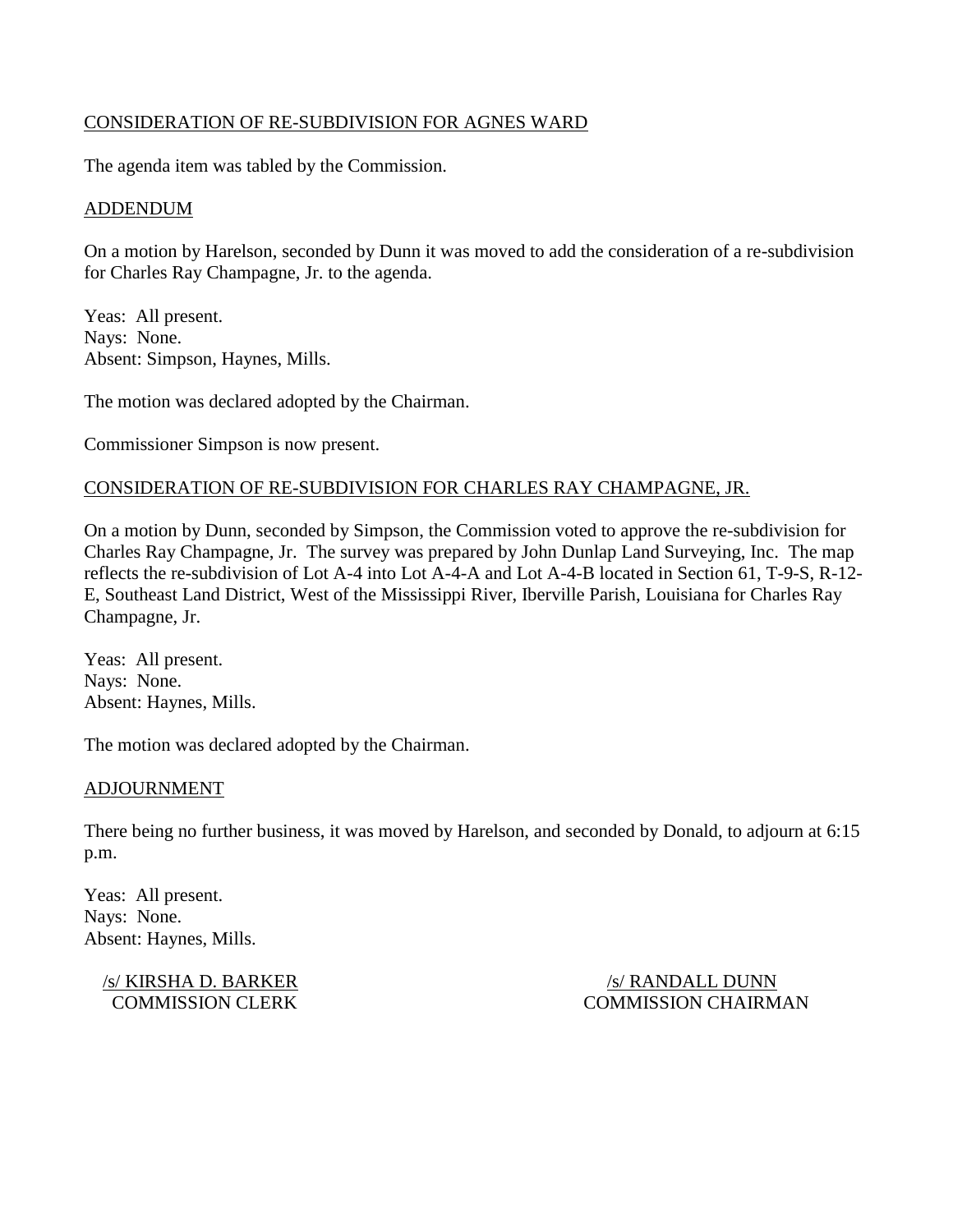CONSIDERATION OF RE-SUBDIVISION FOR AGNES WARD

The agenda item was tabled by the Commission.

ADDENDUM

On a motion by Harelson, seconded by Dunn it was moved to add the consideration of a re-subdivision for Charles Ray Champagne, Jr. to the agenda.

Yeas: All present.
Nays: None.
Absent: Simpson, Haynes, Mills.

The motion was declared adopted by the Chairman.

Commissioner Simpson is now present.

CONSIDERATION OF RE-SUBDIVISION FOR CHARLES RAY CHAMPAGNE, JR.

On a motion by Dunn, seconded by Simpson, the Commission voted to approve the re-subdivision for Charles Ray Champagne, Jr. The survey was prepared by John Dunlap Land Surveying, Inc. The map reflects the re-subdivision of Lot A-4 into Lot A-4-A and Lot A-4-B located in Section 61, T-9-S, R-12-E, Southeast Land District, West of the Mississippi River, Iberville Parish, Louisiana for Charles Ray Champagne, Jr.

Yeas: All present.
Nays: None.
Absent: Haynes, Mills.

The motion was declared adopted by the Chairman.

ADJOURNMENT

There being no further business, it was moved by Harelson, and seconded by Donald, to adjourn at 6:15 p.m.

Yeas: All present.
Nays: None.
Absent: Haynes, Mills.

/s/ KIRSHA D. BARKER
COMMISSION CLERK

/s/ RANDALL DUNN
COMMISSION CHAIRMAN